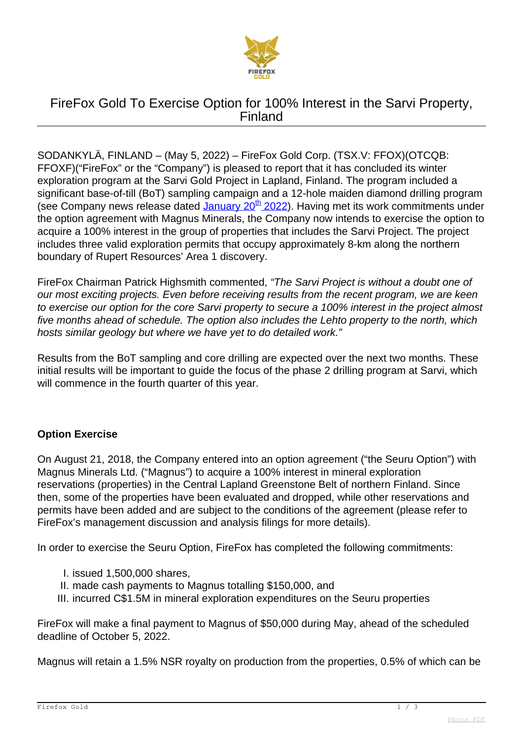# FireFox Gold To Exercise Option for 100% Interest in the Sarvi Property, Finland

SODANKYLÄ, FINLAND – (May 5, 2022) – FireFox Gold Corp. (TSX.V: FFOX)(OTCQB: FFOXF)("FireFox" or the "Company") is pleased to report that it has concluded its winter exploration program at the Sarvi Gold Project in Lapland, Finland. The program included a significant base-of-till (BoT) sampling campaign and a 12-hole maiden diamond drilling program (see Company news release dated January 20th 2022). Having met its work commitments under the option agreement with Magnus Minerals, the Company now intends to exercise the option to acquire a 100% interest in the group of properties that includes the Sarvi Project. The project includes three valid exploration permits that occupy approximately 8-km along the northern boundary of Rupert Resources' Area 1 discovery.

FireFox Chairman Patrick Highsmith commented, *"The Sarvi Project is without a doubt one of our most exciting projects. Even before receiving results from the recent program, we are keen to exercise our option for the core Sarvi property to secure a 100% interest in the project almost five months ahead of schedule. The option also includes the Lehto property to the north, which hosts similar geology but where we have yet to do detailed work."*

Results from the BoT sampling and core drilling are expected over the next two months. These initial results will be important to guide the focus of the phase 2 drilling program at Sarvi, which will commence in the fourth quarter of this year.

**Option Exercise**

On August 21, 2018, the Company entered into an option agreement ("the Seuru Option") with Magnus Minerals Ltd. ("Magnus") to acquire a 100% interest in mineral exploration reservations (properties) in the Central Lapland Greenstone Belt of northern Finland. Since then, some of the properties have been evaluated and dropped, while other reservations and permits have been added and are subject to the conditions of the agreement (please refer to FireFox's management discussion and analysis filings for more details).

In order to exercise the Seuru Option, FireFox has completed the following commitments:

I. issued 1,500,000 shares,
II. made cash payments to Magnus totalling $150,000, and
III. incurred C$1.5M in mineral exploration expenditures on the Seuru properties

FireFox will make a final payment to Magnus of $50,000 during May, ahead of the scheduled deadline of October 5, 2022.

Magnus will retain a 1.5% NSR royalty on production from the properties, 0.5% of which can be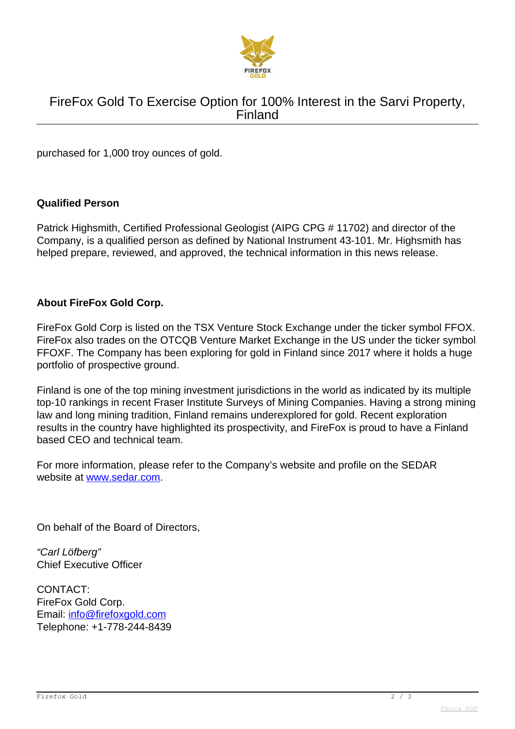purchased for 1,000 troy ounces of gold.

**Qualified Person**

Patrick Highsmith, Certified Professional Geologist (AIPG CPG # 11702) and director of the Company, is a qualified person as defined by National Instrument 43-101. Mr. Highsmith has helped prepare, reviewed, and approved, the technical information in this news release.

**About FireFox Gold Corp.**

FireFox Gold Corp is listed on the TSX Venture Stock Exchange under the ticker symbol FFOX. FireFox also trades on the OTCQB Venture Market Exchange in the US under the ticker symbol FFOXF. The Company has been exploring for gold in Finland since 2017 where it holds a huge portfolio of prospective ground.

Finland is one of the top mining investment jurisdictions in the world as indicated by its multiple top-10 rankings in recent Fraser Institute Surveys of Mining Companies. Having a strong mining law and long mining tradition, Finland remains underexplored for gold. Recent exploration results in the country have highlighted its prospectivity, and FireFox is proud to have a Finland based CEO and technical team.

For more information, please refer to the Company's website and profile on the SEDAR website at [www.sedar.com](http://www.sedar.com).

On behalf of the Board of Directors,

*"Carl Löfberg"*
Chief Executive Officer

CONTACT:
FireFox Gold Corp.
Email: [info@firefoxgold.com](mailto:info@firefoxgold.com)
Telephone: +1-778-244-8439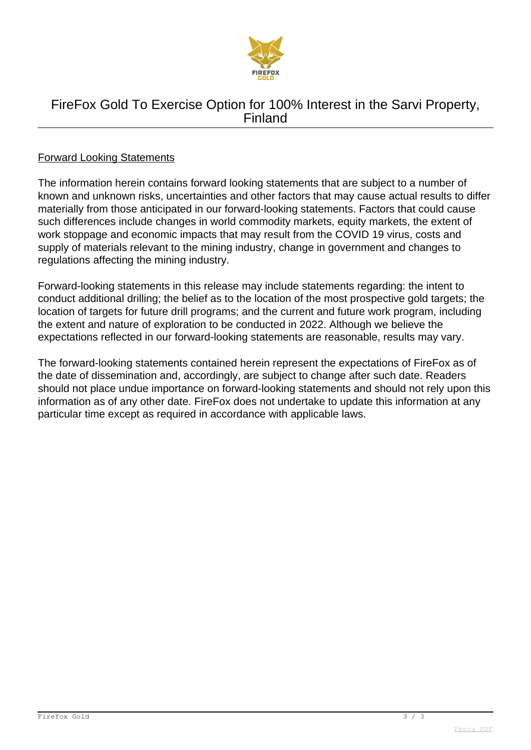## Forward Looking Statements

The information herein contains forward looking statements that are subject to a number of known and unknown risks, uncertainties and other factors that may cause actual results to differ materially from those anticipated in our forward-looking statements. Factors that could cause such differences include changes in world commodity markets, equity markets, the extent of work stoppage and economic impacts that may result from the COVID 19 virus, costs and supply of materials relevant to the mining industry, change in government and changes to regulations affecting the mining industry.

Forward-looking statements in this release may include statements regarding: the intent to conduct additional drilling; the belief as to the location of the most prospective gold targets; the location of targets for future drill programs; and the current and future work program, including the extent and nature of exploration to be conducted in 2022. Although we believe the expectations reflected in our forward-looking statements are reasonable, results may vary.

The forward-looking statements contained herein represent the expectations of FireFox as of the date of dissemination and, accordingly, are subject to change after such date. Readers should not place undue importance on forward-looking statements and should not rely upon this information as of any other date. FireFox does not undertake to update this information at any particular time except as required in accordance with applicable laws.